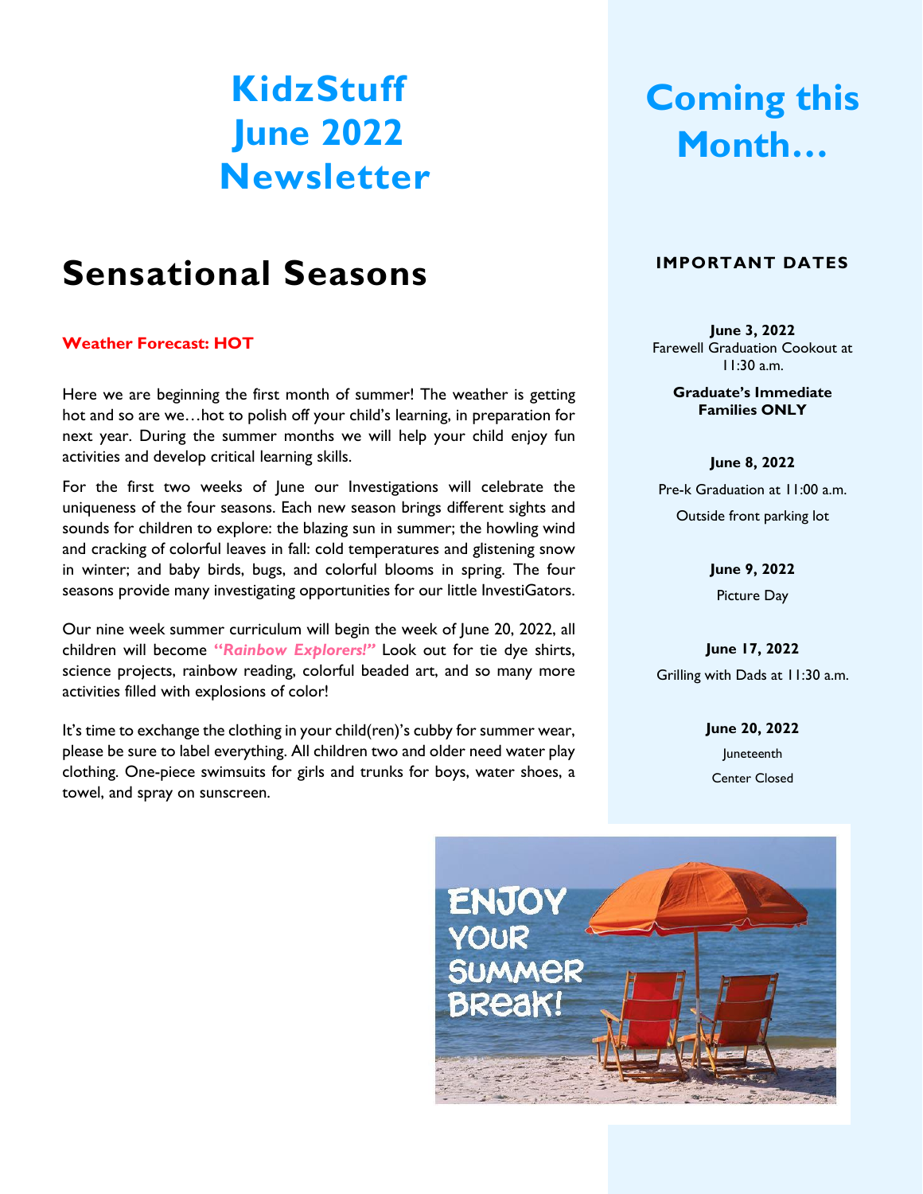# KidzStuff June 2022 Newsletter

## Sensational Seasons

**Weather Forecast: HOT**

Here we are beginning the first month of summer! The weather is getting hot and so are we…hot to polish off your child's learning, in preparation for next year. During the summer months we will help your child enjoy fun activities and develop critical learning skills.

For the first two weeks of June our Investigations will celebrate the uniqueness of the four seasons. Each new season brings different sights and sounds for children to explore: the blazing sun in summer; the howling wind and cracking of colorful leaves in fall: cold temperatures and glistening snow in winter; and baby birds, bugs, and colorful blooms in spring. The four seasons provide many investigating opportunities for our little InvestiGators.

Our nine week summer curriculum will begin the week of June 20, 2022, all children will become ***"Rainbow Explorers!"*** Look out for tie dye shirts, science projects, rainbow reading, colorful beaded art, and so many more activities filled with explosions of color!

It's time to exchange the clothing in your child(ren)'s cubby for summer wear, please be sure to label everything. All children two and older need water play clothing. One-piece swimsuits for girls and trunks for boys, water shoes, a towel, and spray on sunscreen.

# Coming this Month…

### IMPORTANT DATES

**June 3, 2022**
Farewell Graduation Cookout at 11:30 a.m.

**Graduate's Immediate Families ONLY**

**June 8, 2022**

Pre-k Graduation at 11:00 a.m.

Outside front parking lot

**June 9, 2022**

Picture Day

**June 17, 2022**

Grilling with Dads at 11:30 a.m.

**June 20, 2022**

Juneteenth

Center Closed

ENJOY YOUR SUMMER BREAK!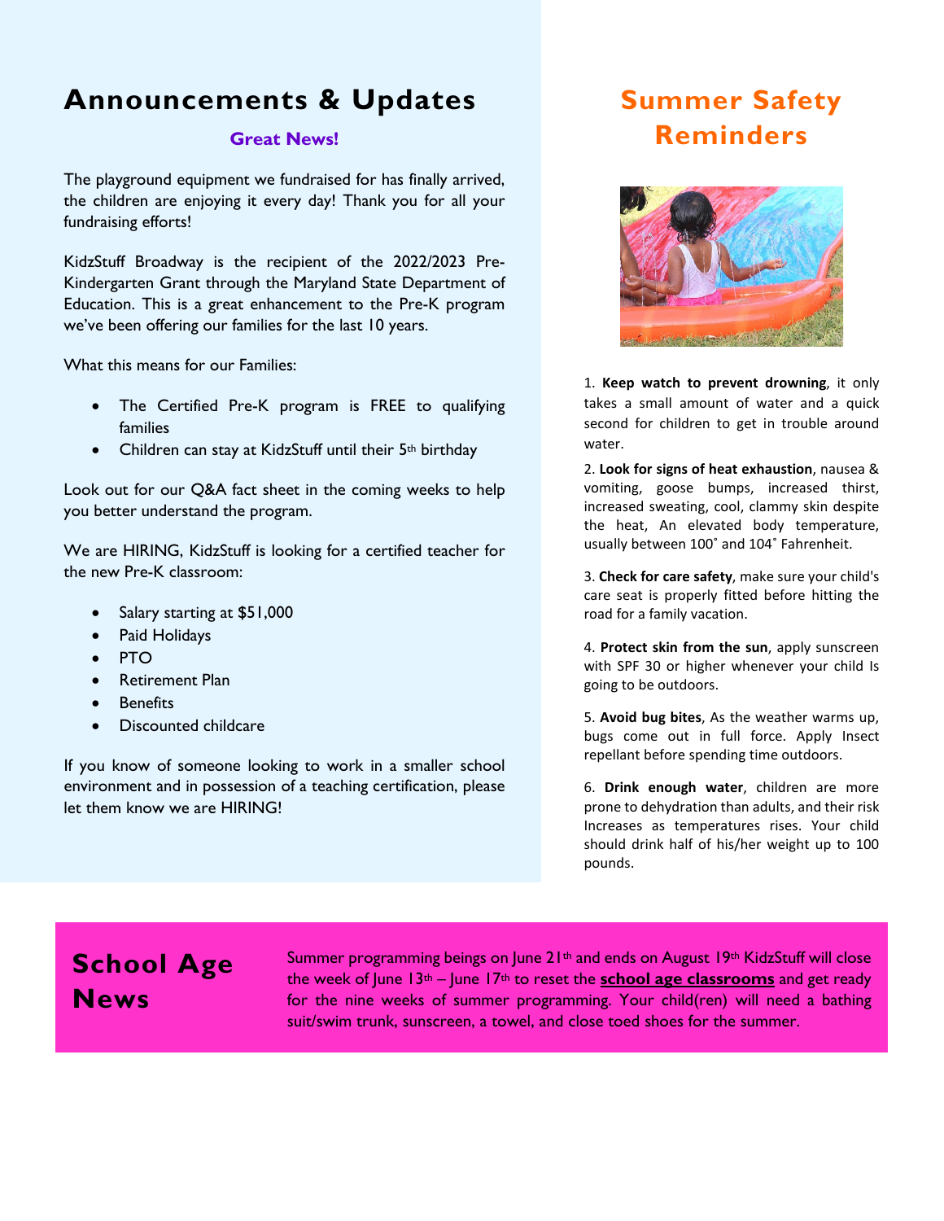## Announcements & Updates

### Great News!

The playground equipment we fundraised for has finally arrived, the children are enjoying it every day! Thank you for all your fundraising efforts!

KidzStuff Broadway is the recipient of the 2022/2023 Pre-Kindergarten Grant through the Maryland State Department of Education. This is a great enhancement to the Pre-K program we've been offering our families for the last 10 years.

What this means for our Families:

- The Certified Pre-K program is FREE to qualifying families
- Children can stay at KidzStuff until their 5th birthday

Look out for our Q&A fact sheet in the coming weeks to help you better understand the program.

We are HIRING, KidzStuff is looking for a certified teacher for the new Pre-K classroom:

- Salary starting at $51,000
- Paid Holidays
- PTO
- Retirement Plan
- Benefits
- Discounted childcare

If you know of someone looking to work in a smaller school environment and in possession of a teaching certification, please let them know we are HIRING!

## Summer Safety Reminders

1. **Keep watch to prevent drowning**, it only takes a small amount of water and a quick second for children to get in trouble around water.

2. **Look for signs of heat exhaustion**, nausea & vomiting, goose bumps, increased thirst, increased sweating, cool, clammy skin despite the heat, An elevated body temperature, usually between 100˚ and 104˚ Fahrenheit.

3. **Check for care safety**, make sure your child's care seat is properly fitted before hitting the road for a family vacation.

4. **Protect skin from the sun**, apply sunscreen with SPF 30 or higher whenever your child Is going to be outdoors.

5. **Avoid bug bites**, As the weather warms up, bugs come out in full force. Apply Insect repellant before spending time outdoors.

6. **Drink enough water**, children are more prone to dehydration than adults, and their risk Increases as temperatures rises. Your child should drink half of his/her weight up to 100 pounds.

## School Age News

Summer programming beings on June 21th and ends on August 19th KidzStuff will close the week of June 13th – June 17th to reset the **school age classrooms** and get ready for the nine weeks of summer programming. Your child(ren) will need a bathing suit/swim trunk, sunscreen, a towel, and close toed shoes for the summer.